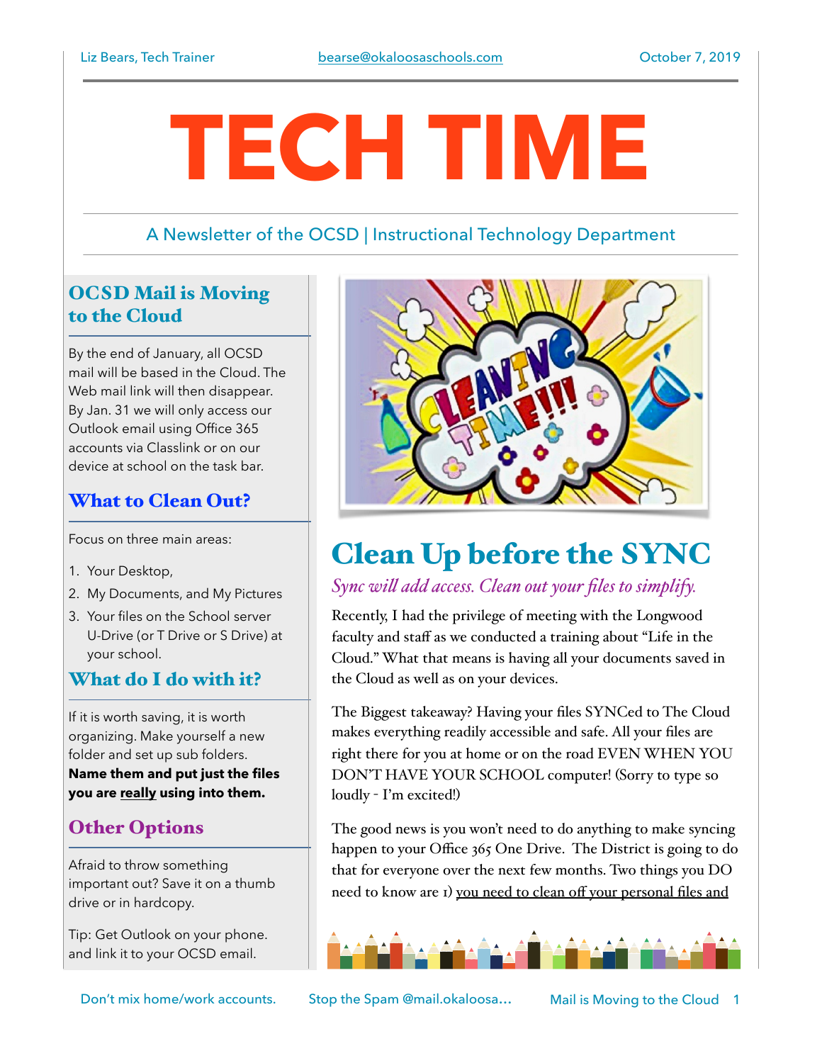Liz Bears, Tech Trainer | bearse@okaloosaschools.com | October 7, 2019

# TECH TIME

A Newsletter of the OCSD | Instructional Technology Department

## OCSD Mail is Moving to the Cloud

By the end of January, all OCSD mail will be based in the Cloud. The Web mail link will then disappear. By Jan. 31 we will only access our Outlook email using Office 365 accounts via Classlink or on our device at school on the task bar.

## What to Clean Out?

Focus on three main areas:

1. Your Desktop,
2. My Documents, and My Pictures
3. Your files on the School server U-Drive (or T Drive or S Drive) at your school.

## What do I do with it?

If it is worth saving, it is worth organizing. Make yourself a new folder and set up sub folders. **Name them and put just the files you are really using into them.**

## Other Options

Afraid to throw something important out? Save it on a thumb drive or in hardcopy.

Tip: Get Outlook on your phone. and link it to your OCSD email.

## Clean Up before the SYNC

*Sync will add access. Clean out your files to simplify.*

Recently, I had the privilege of meeting with the Longwood faculty and staff as we conducted a training about "Life in the Cloud." What that means is having all your documents saved in the Cloud as well as on your devices.

The Biggest takeaway? Having your files SYNCed to The Cloud makes everything readily accessible and safe. All your files are right there for you at home or on the road EVEN WHEN YOU DON'T HAVE YOUR SCHOOL computer! (Sorry to type so loudly - I'm excited!)

The good news is you won't need to do anything to make syncing happen to your Office 365 One Drive. The District is going to do that for everyone over the next few months. Two things you DO need to know are 1) you need to clean off your personal files and

Don't mix home/work accounts. | Stop the Spam @mail.okaloosa... | Mail is Moving to the Cloud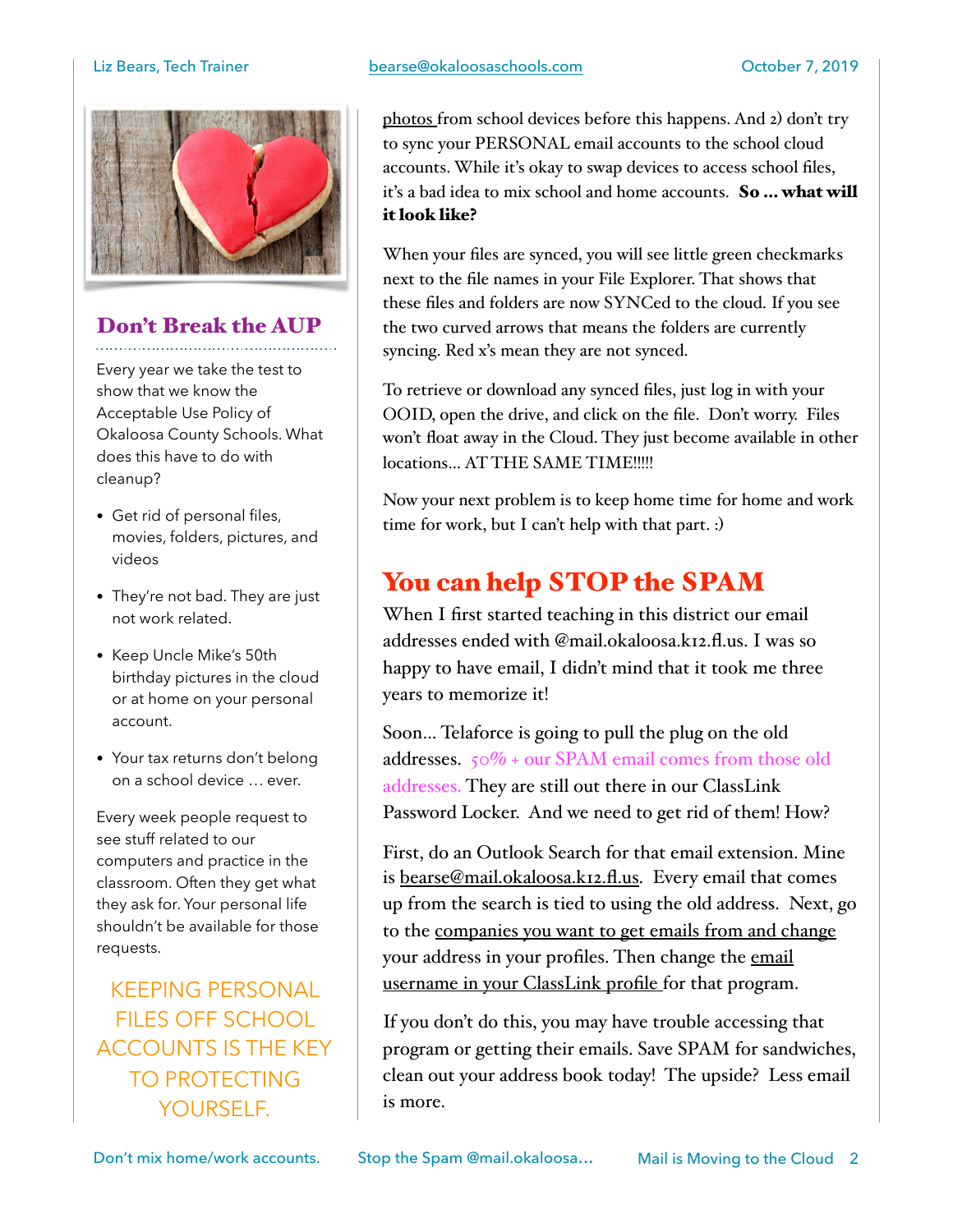## Don't Break the AUP

Every year we take the test to show that we know the Acceptable Use Policy of Okaloosa County Schools. What does this have to do with cleanup?

- Get rid of personal files, movies, folders, pictures, and videos
- They're not bad. They are just not work related.
- Keep Uncle Mike's 50th birthday pictures in the cloud or at home on your personal account.
- Your tax returns don't belong on a school device … ever.

Every week people request to see stuff related to our computers and practice in the classroom. Often they get what they ask for. Your personal life shouldn't be available for those requests.

KEEPING PERSONAL FILES OFF SCHOOL ACCOUNTS IS THE KEY TO PROTECTING YOURSELF.

photos from school devices before this happens. And 2) don't try to sync your PERSONAL email accounts to the school cloud accounts. While it's okay to swap devices to access school files, it's a bad idea to mix school and home accounts. **So … what will it look like?**

When your files are synced, you will see little green checkmarks next to the file names in your File Explorer. That shows that these files and folders are now SYNCed to the cloud. If you see the two curved arrows that means the folders are currently syncing. Red x's mean they are not synced.

To retrieve or download any synced files, just log in with your OOID, open the drive, and click on the file. Don't worry. Files won't float away in the Cloud. They just become available in other locations… AT THE SAME TIME!!!!!

Now your next problem is to keep home time for home and work time for work, but I can't help with that part. :)

## You can help STOP the SPAM

When I first started teaching in this district our email addresses ended with @mail.okaloosa.k12.fl.us. I was so happy to have email, I didn't mind that it took me three years to memorize it!

Soon… Telaforce is going to pull the plug on the old addresses. 50% + our SPAM email comes from those old addresses. They are still out there in our ClassLink Password Locker. And we need to get rid of them! How?

First, do an Outlook Search for that email extension. Mine is bearse@mail.okaloosa.k12.fl.us. Every email that comes up from the search is tied to using the old address. Next, go to the companies you want to get emails from and change your address in your profiles. Then change the email username in your ClassLink profile for that program.

If you don't do this, you may have trouble accessing that program or getting their emails. Save SPAM for sandwiches, clean out your address book today! The upside? Less email is more.